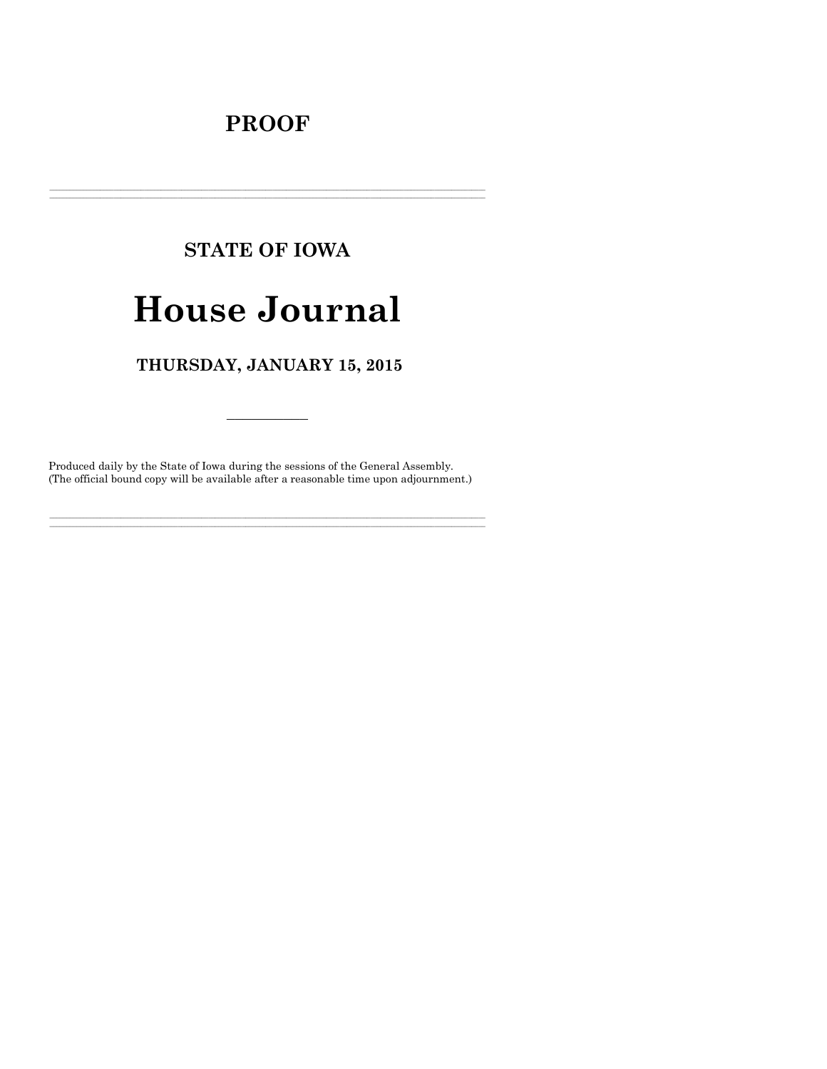# PROOF

---

## STATE OF IOWA

# House Journal

## THURSDAY, JANUARY 15, 2015

---

Produced daily by the State of Iowa during the sessions of the General Assembly.
(The official bound copy will be available after a reasonable time upon adjournment.)

---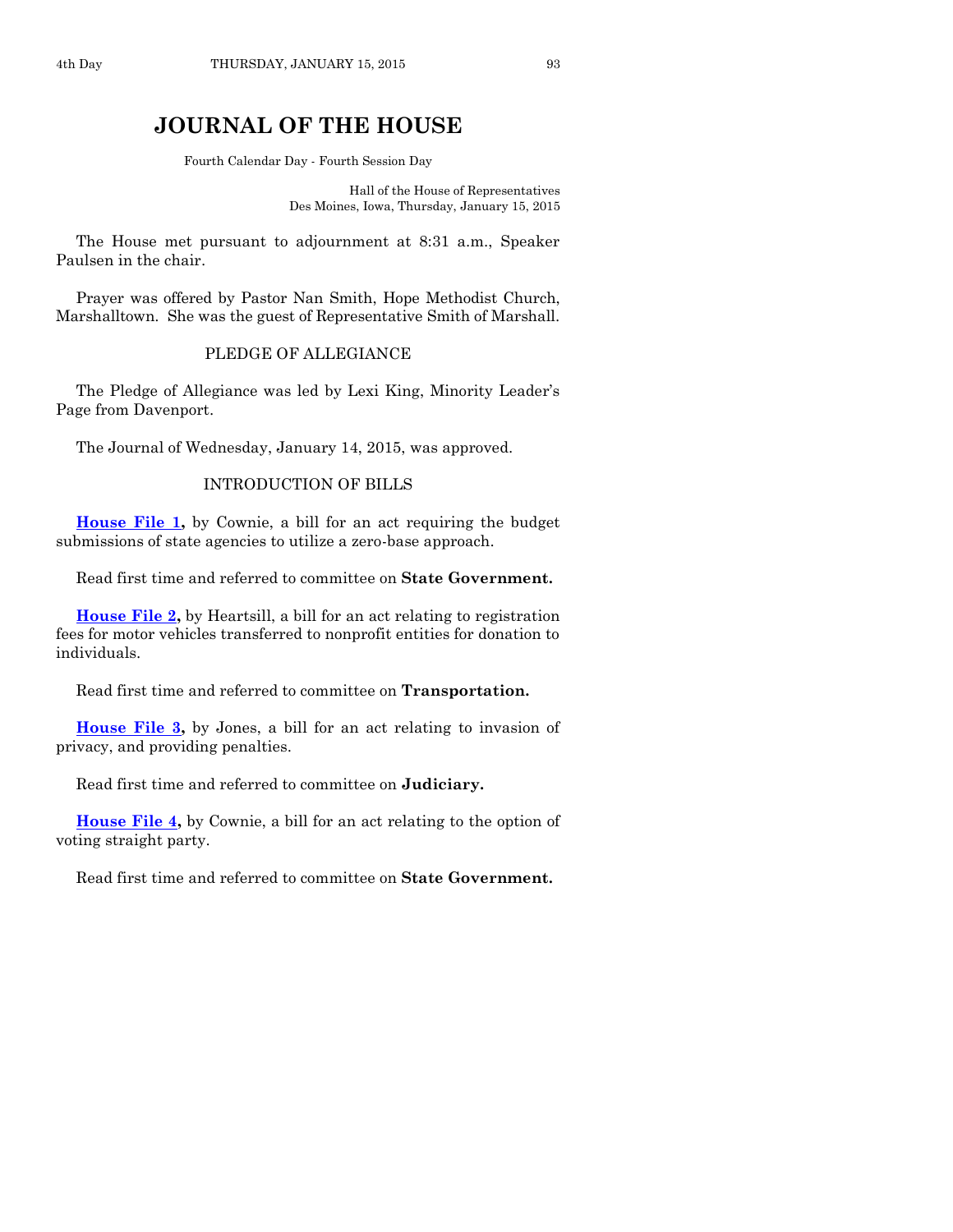# JOURNAL OF THE HOUSE

Fourth Calendar Day - Fourth Session Day

Hall of the House of Representatives
Des Moines, Iowa, Thursday, January 15, 2015

The House met pursuant to adjournment at 8:31 a.m., Speaker Paulsen in the chair.

Prayer was offered by Pastor Nan Smith, Hope Methodist Church, Marshalltown. She was the guest of Representative Smith of Marshall.

## PLEDGE OF ALLEGIANCE

The Pledge of Allegiance was led by Lexi King, Minority Leader's Page from Davenport.

The Journal of Wednesday, January 14, 2015, was approved.

## INTRODUCTION OF BILLS

**House File 1,** by Cownie, a bill for an act requiring the budget submissions of state agencies to utilize a zero-base approach.

Read first time and referred to committee on **State Government.**

**House File 2,** by Heartsill, a bill for an act relating to registration fees for motor vehicles transferred to nonprofit entities for donation to individuals.

Read first time and referred to committee on **Transportation.**

**House File 3,** by Jones, a bill for an act relating to invasion of privacy, and providing penalties.

Read first time and referred to committee on **Judiciary.**

**House File 4,** by Cownie, a bill for an act relating to the option of voting straight party.

Read first time and referred to committee on **State Government.**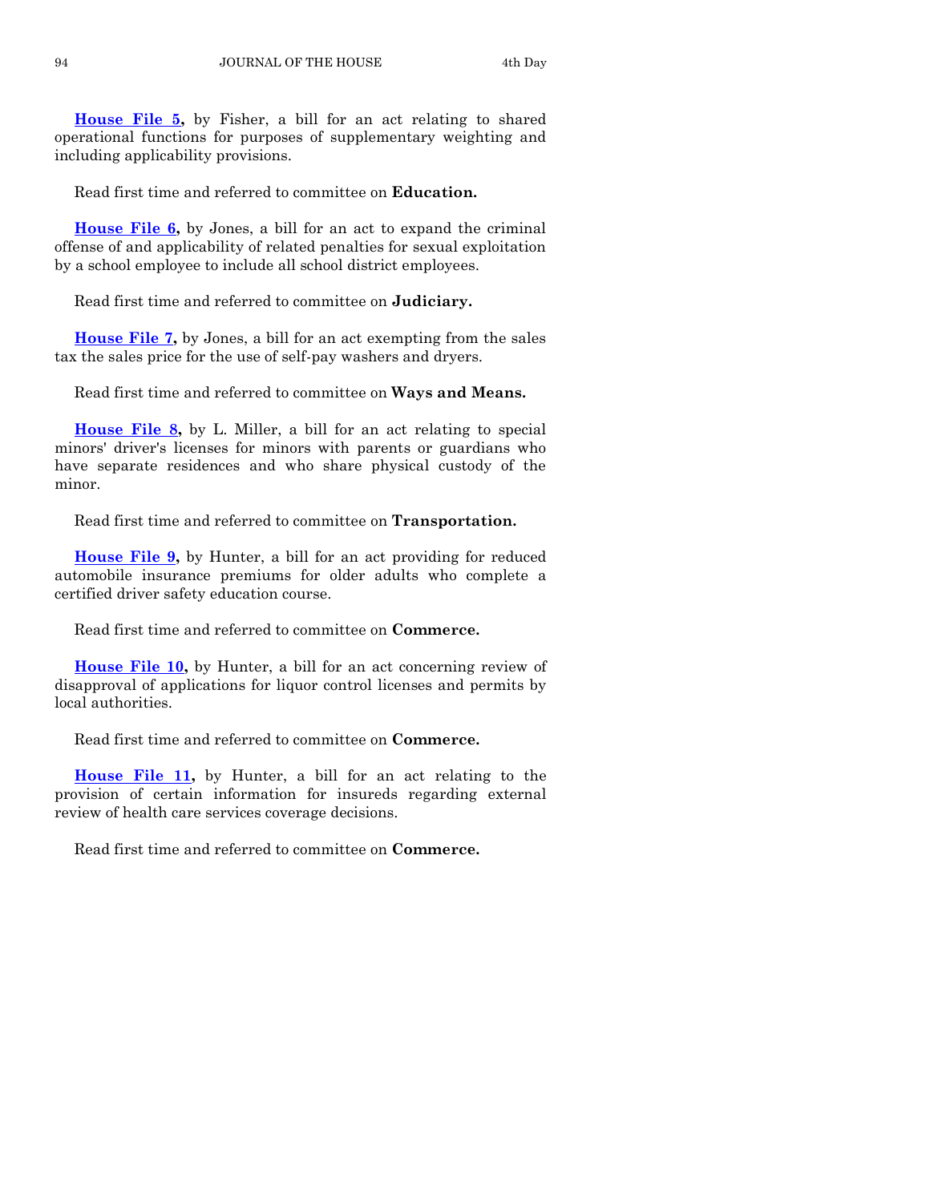**House File 5,** by Fisher, a bill for an act relating to shared operational functions for purposes of supplementary weighting and including applicability provisions.

Read first time and referred to committee on **Education.**

**House File 6,** by Jones, a bill for an act to expand the criminal offense of and applicability of related penalties for sexual exploitation by a school employee to include all school district employees.

Read first time and referred to committee on **Judiciary.**

**House File 7,** by Jones, a bill for an act exempting from the sales tax the sales price for the use of self-pay washers and dryers.

Read first time and referred to committee on **Ways and Means.**

**House File 8,** by L. Miller, a bill for an act relating to special minors' driver's licenses for minors with parents or guardians who have separate residences and who share physical custody of the minor.

Read first time and referred to committee on **Transportation.**

**House File 9,** by Hunter, a bill for an act providing for reduced automobile insurance premiums for older adults who complete a certified driver safety education course.

Read first time and referred to committee on **Commerce.**

**House File 10,** by Hunter, a bill for an act concerning review of disapproval of applications for liquor control licenses and permits by local authorities.

Read first time and referred to committee on **Commerce.**

**House File 11,** by Hunter, a bill for an act relating to the provision of certain information for insureds regarding external review of health care services coverage decisions.

Read first time and referred to committee on **Commerce.**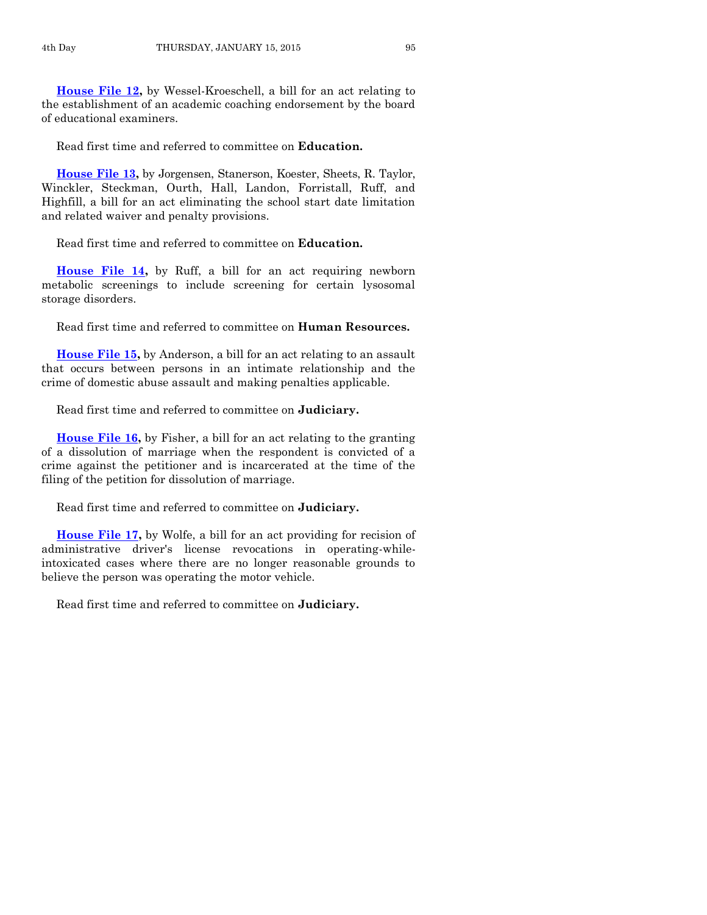**House File 12,** by Wessel-Kroeschell, a bill for an act relating to the establishment of an academic coaching endorsement by the board of educational examiners.

Read first time and referred to committee on **Education.**

**House File 13,** by Jorgensen, Stanerson, Koester, Sheets, R. Taylor, Winckler, Steckman, Ourth, Hall, Landon, Forristall, Ruff, and Highfill, a bill for an act eliminating the school start date limitation and related waiver and penalty provisions.

Read first time and referred to committee on **Education.**

**House File 14,** by Ruff, a bill for an act requiring newborn metabolic screenings to include screening for certain lysosomal storage disorders.

Read first time and referred to committee on **Human Resources.**

**House File 15,** by Anderson, a bill for an act relating to an assault that occurs between persons in an intimate relationship and the crime of domestic abuse assault and making penalties applicable.

Read first time and referred to committee on **Judiciary.**

**House File 16,** by Fisher, a bill for an act relating to the granting of a dissolution of marriage when the respondent is convicted of a crime against the petitioner and is incarcerated at the time of the filing of the petition for dissolution of marriage.

Read first time and referred to committee on **Judiciary.**

**House File 17,** by Wolfe, a bill for an act providing for recision of administrative driver's license revocations in operating-while-intoxicated cases where there are no longer reasonable grounds to believe the person was operating the motor vehicle.

Read first time and referred to committee on **Judiciary.**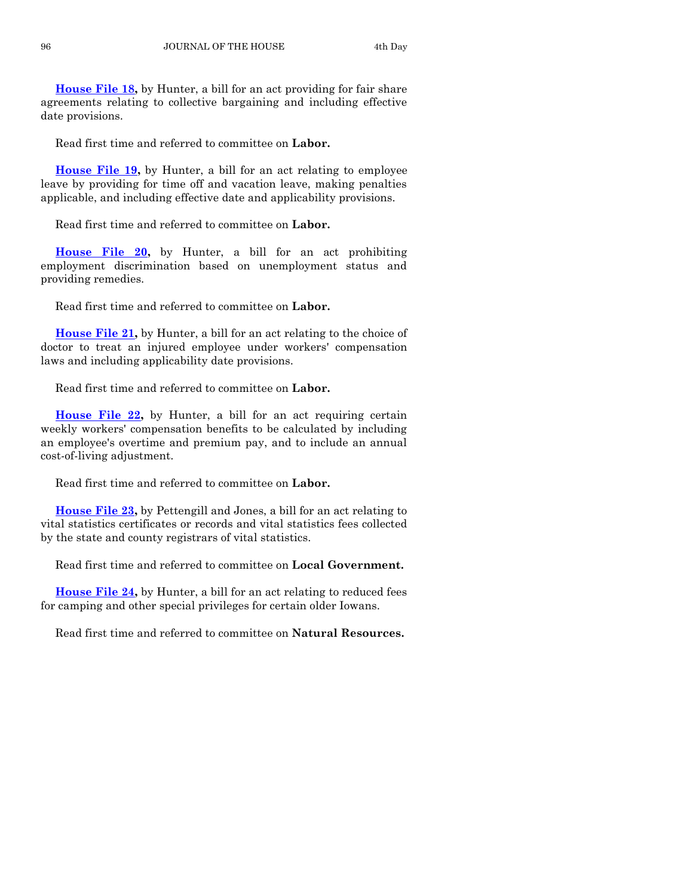**House File 18,** by Hunter, a bill for an act providing for fair share agreements relating to collective bargaining and including effective date provisions.

Read first time and referred to committee on **Labor.**

**House File 19,** by Hunter, a bill for an act relating to employee leave by providing for time off and vacation leave, making penalties applicable, and including effective date and applicability provisions.

Read first time and referred to committee on **Labor.**

**House File 20,** by Hunter, a bill for an act prohibiting employment discrimination based on unemployment status and providing remedies.

Read first time and referred to committee on **Labor.**

**House File 21,** by Hunter, a bill for an act relating to the choice of doctor to treat an injured employee under workers' compensation laws and including applicability date provisions.

Read first time and referred to committee on **Labor.**

**House File 22,** by Hunter, a bill for an act requiring certain weekly workers' compensation benefits to be calculated by including an employee's overtime and premium pay, and to include an annual cost-of-living adjustment.

Read first time and referred to committee on **Labor.**

**House File 23,** by Pettengill and Jones, a bill for an act relating to vital statistics certificates or records and vital statistics fees collected by the state and county registrars of vital statistics.

Read first time and referred to committee on **Local Government.**

**House File 24,** by Hunter, a bill for an act relating to reduced fees for camping and other special privileges for certain older Iowans.

Read first time and referred to committee on **Natural Resources.**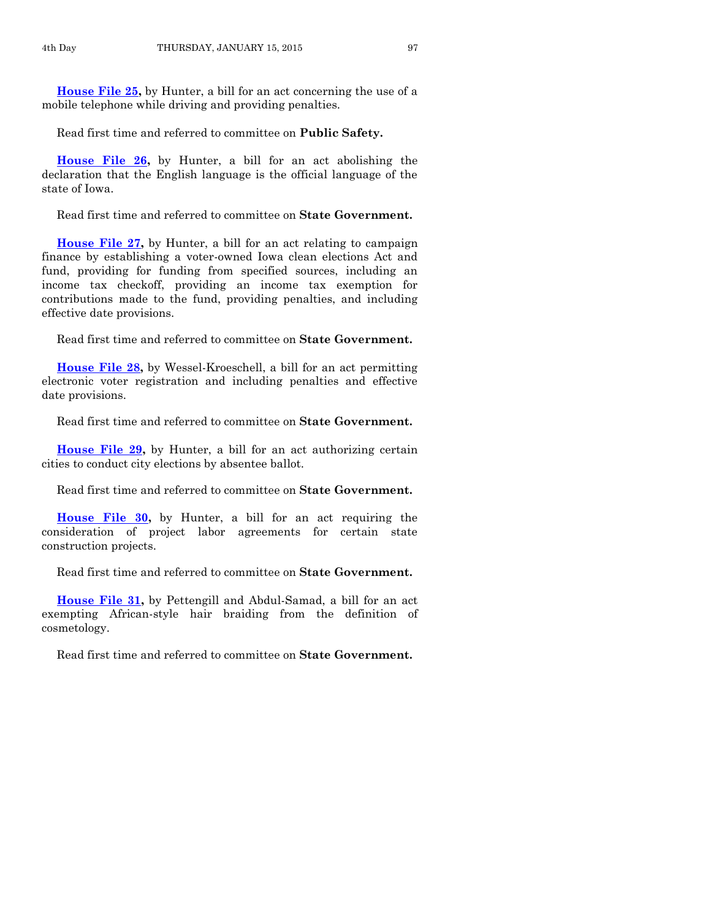**House File 25,** by Hunter, a bill for an act concerning the use of a mobile telephone while driving and providing penalties.

Read first time and referred to committee on **Public Safety.**

**House File 26,** by Hunter, a bill for an act abolishing the declaration that the English language is the official language of the state of Iowa.

Read first time and referred to committee on **State Government.**

**House File 27,** by Hunter, a bill for an act relating to campaign finance by establishing a voter-owned Iowa clean elections Act and fund, providing for funding from specified sources, including an income tax checkoff, providing an income tax exemption for contributions made to the fund, providing penalties, and including effective date provisions.

Read first time and referred to committee on **State Government.**

**House File 28,** by Wessel-Kroeschell, a bill for an act permitting electronic voter registration and including penalties and effective date provisions.

Read first time and referred to committee on **State Government.**

**House File 29,** by Hunter, a bill for an act authorizing certain cities to conduct city elections by absentee ballot.

Read first time and referred to committee on **State Government.**

**House File 30,** by Hunter, a bill for an act requiring the consideration of project labor agreements for certain state construction projects.

Read first time and referred to committee on **State Government.**

**House File 31,** by Pettengill and Abdul-Samad, a bill for an act exempting African-style hair braiding from the definition of cosmetology.

Read first time and referred to committee on **State Government.**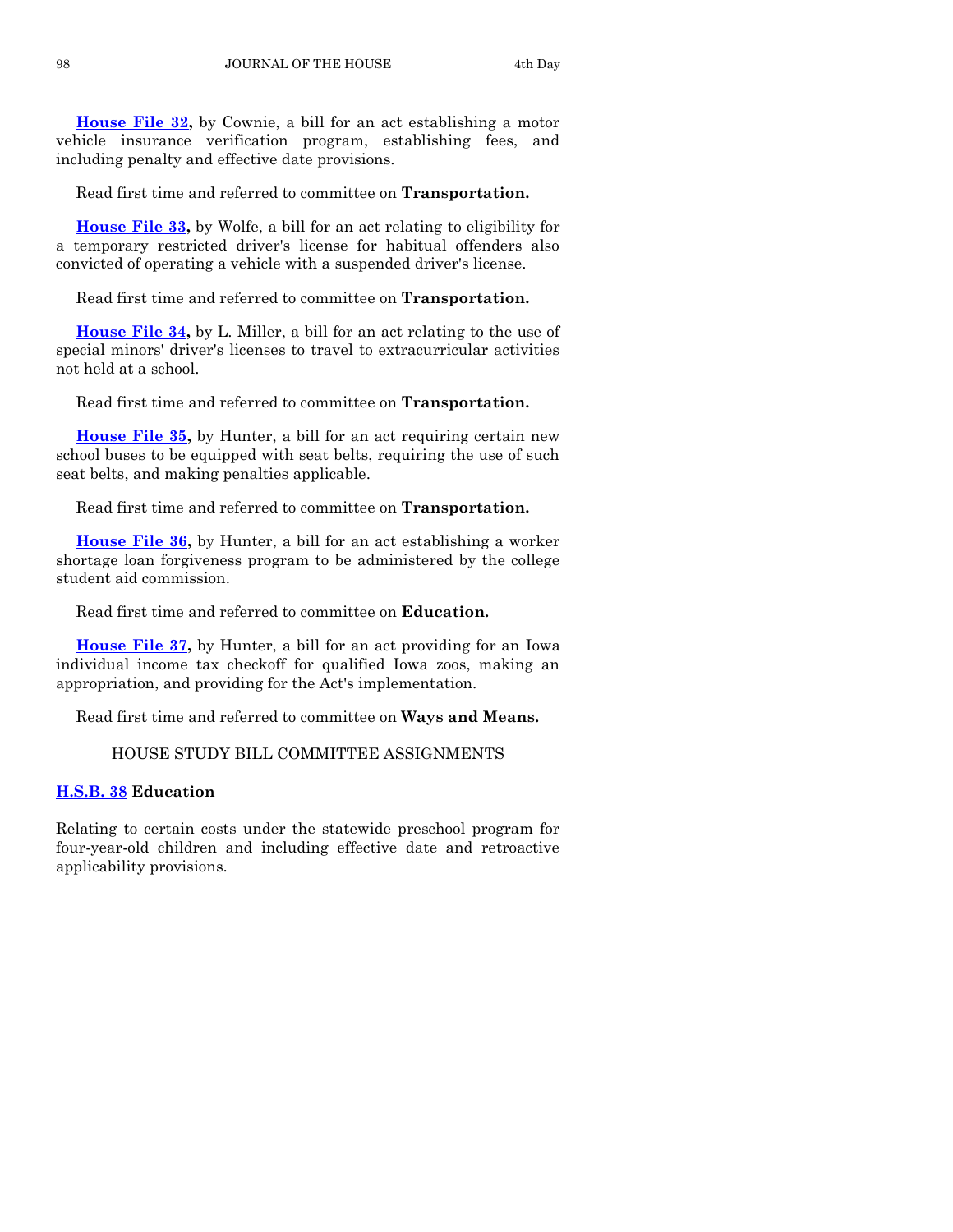**House File 32,** by Cownie, a bill for an act establishing a motor vehicle insurance verification program, establishing fees, and including penalty and effective date provisions.

Read first time and referred to committee on **Transportation.**

**House File 33,** by Wolfe, a bill for an act relating to eligibility for a temporary restricted driver's license for habitual offenders also convicted of operating a vehicle with a suspended driver's license.

Read first time and referred to committee on **Transportation.**

**House File 34,** by L. Miller, a bill for an act relating to the use of special minors' driver's licenses to travel to extracurricular activities not held at a school.

Read first time and referred to committee on **Transportation.**

**House File 35,** by Hunter, a bill for an act requiring certain new school buses to be equipped with seat belts, requiring the use of such seat belts, and making penalties applicable.

Read first time and referred to committee on **Transportation.**

**House File 36,** by Hunter, a bill for an act establishing a worker shortage loan forgiveness program to be administered by the college student aid commission.

Read first time and referred to committee on **Education.**

**House File 37,** by Hunter, a bill for an act providing for an Iowa individual income tax checkoff for qualified Iowa zoos, making an appropriation, and providing for the Act's implementation.

Read first time and referred to committee on **Ways and Means.**

HOUSE STUDY BILL COMMITTEE ASSIGNMENTS

**H.S.B. 38 Education**

Relating to certain costs under the statewide preschool program for four-year-old children and including effective date and retroactive applicability provisions.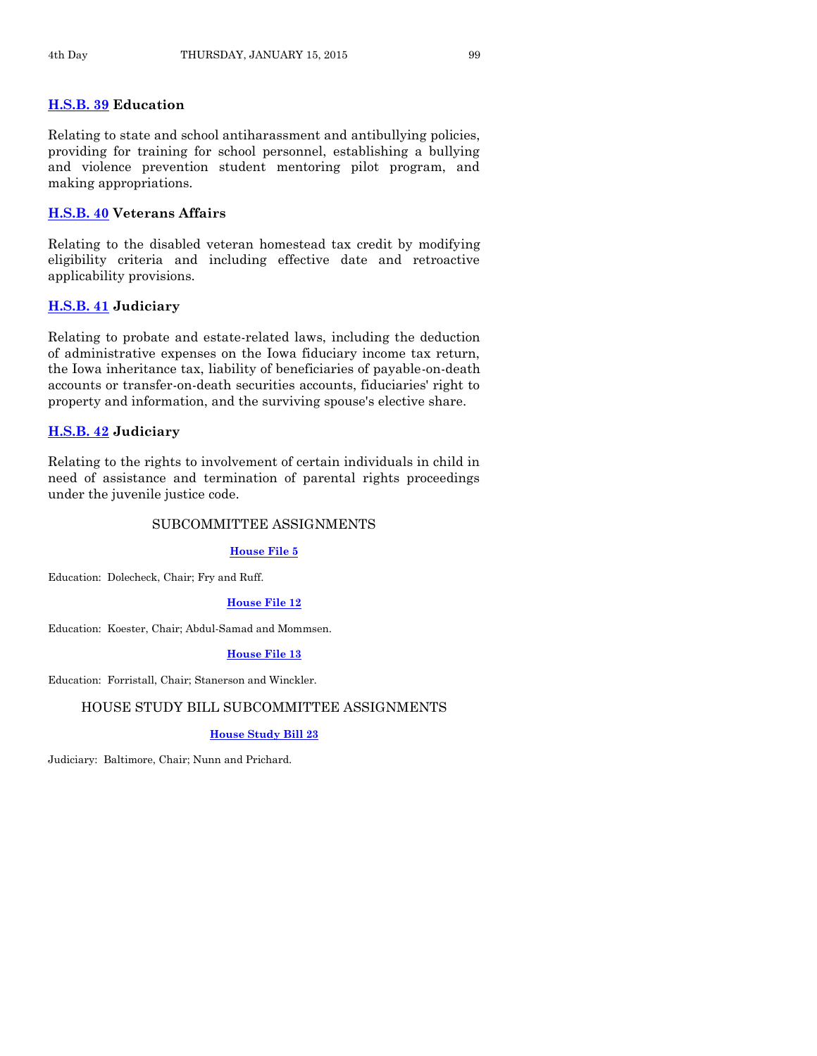**H.S.B. 39 Education**

Relating to state and school antiharassment and antibullying policies, providing for training for school personnel, establishing a bullying and violence prevention student mentoring pilot program, and making appropriations.

**H.S.B. 40 Veterans Affairs**

Relating to the disabled veteran homestead tax credit by modifying eligibility criteria and including effective date and retroactive applicability provisions.

**H.S.B. 41 Judiciary**

Relating to probate and estate-related laws, including the deduction of administrative expenses on the Iowa fiduciary income tax return, the Iowa inheritance tax, liability of beneficiaries of payable-on-death accounts or transfer-on-death securities accounts, fiduciaries' right to property and information, and the surviving spouse's elective share.

**H.S.B. 42 Judiciary**

Relating to the rights to involvement of certain individuals in child in need of assistance and termination of parental rights proceedings under the juvenile justice code.

## SUBCOMMITTEE ASSIGNMENTS

**House File 5**

Education: Dolecheck, Chair; Fry and Ruff.

**House File 12**

Education: Koester, Chair; Abdul-Samad and Mommsen.

**House File 13**

Education: Forristall, Chair; Stanerson and Winckler.

## HOUSE STUDY BILL SUBCOMMITTEE ASSIGNMENTS

**House Study Bill 23**

Judiciary: Baltimore, Chair; Nunn and Prichard.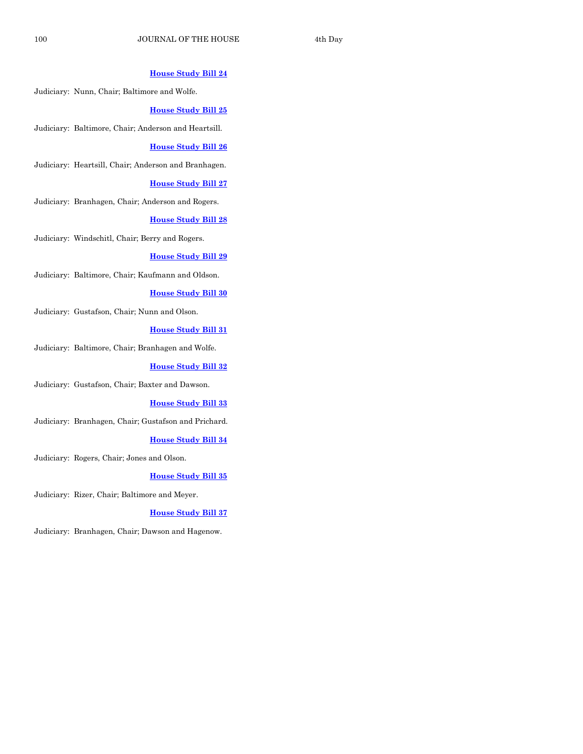**House Study Bill 24**

Judiciary: Nunn, Chair; Baltimore and Wolfe.

**House Study Bill 25**

Judiciary: Baltimore, Chair; Anderson and Heartsill.

**House Study Bill 26**

Judiciary: Heartsill, Chair; Anderson and Branhagen.

**House Study Bill 27**

Judiciary: Branhagen, Chair; Anderson and Rogers.

**House Study Bill 28**

Judiciary: Windschitl, Chair; Berry and Rogers.

**House Study Bill 29**

Judiciary: Baltimore, Chair; Kaufmann and Oldson.

**House Study Bill 30**

Judiciary: Gustafson, Chair; Nunn and Olson.

**House Study Bill 31**

Judiciary: Baltimore, Chair; Branhagen and Wolfe.

**House Study Bill 32**

Judiciary: Gustafson, Chair; Baxter and Dawson.

**House Study Bill 33**

Judiciary: Branhagen, Chair; Gustafson and Prichard.

**House Study Bill 34**

Judiciary: Rogers, Chair; Jones and Olson.

**House Study Bill 35**

Judiciary: Rizer, Chair; Baltimore and Meyer.

**House Study Bill 37**

Judiciary: Branhagen, Chair; Dawson and Hagenow.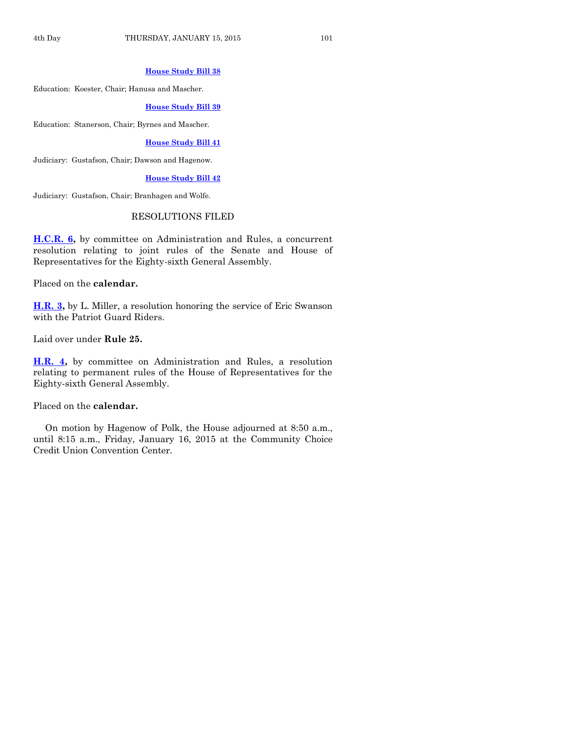**House Study Bill 38**

Education: Koester, Chair; Hanusa and Mascher.

**House Study Bill 39**

Education: Stanerson, Chair; Byrnes and Mascher.

**House Study Bill 41**

Judiciary: Gustafson, Chair; Dawson and Hagenow.

**House Study Bill 42**

Judiciary: Gustafson, Chair; Branhagen and Wolfe.

## RESOLUTIONS FILED

**H.C.R. 6,** by committee on Administration and Rules, a concurrent resolution relating to joint rules of the Senate and House of Representatives for the Eighty-sixth General Assembly.

Placed on the **calendar.**

**H.R. 3,** by L. Miller, a resolution honoring the service of Eric Swanson with the Patriot Guard Riders.

Laid over under **Rule 25.**

**H.R. 4,** by committee on Administration and Rules, a resolution relating to permanent rules of the House of Representatives for the Eighty-sixth General Assembly.

Placed on the **calendar.**

On motion by Hagenow of Polk, the House adjourned at 8:50 a.m., until 8:15 a.m., Friday, January 16, 2015 at the Community Choice Credit Union Convention Center.